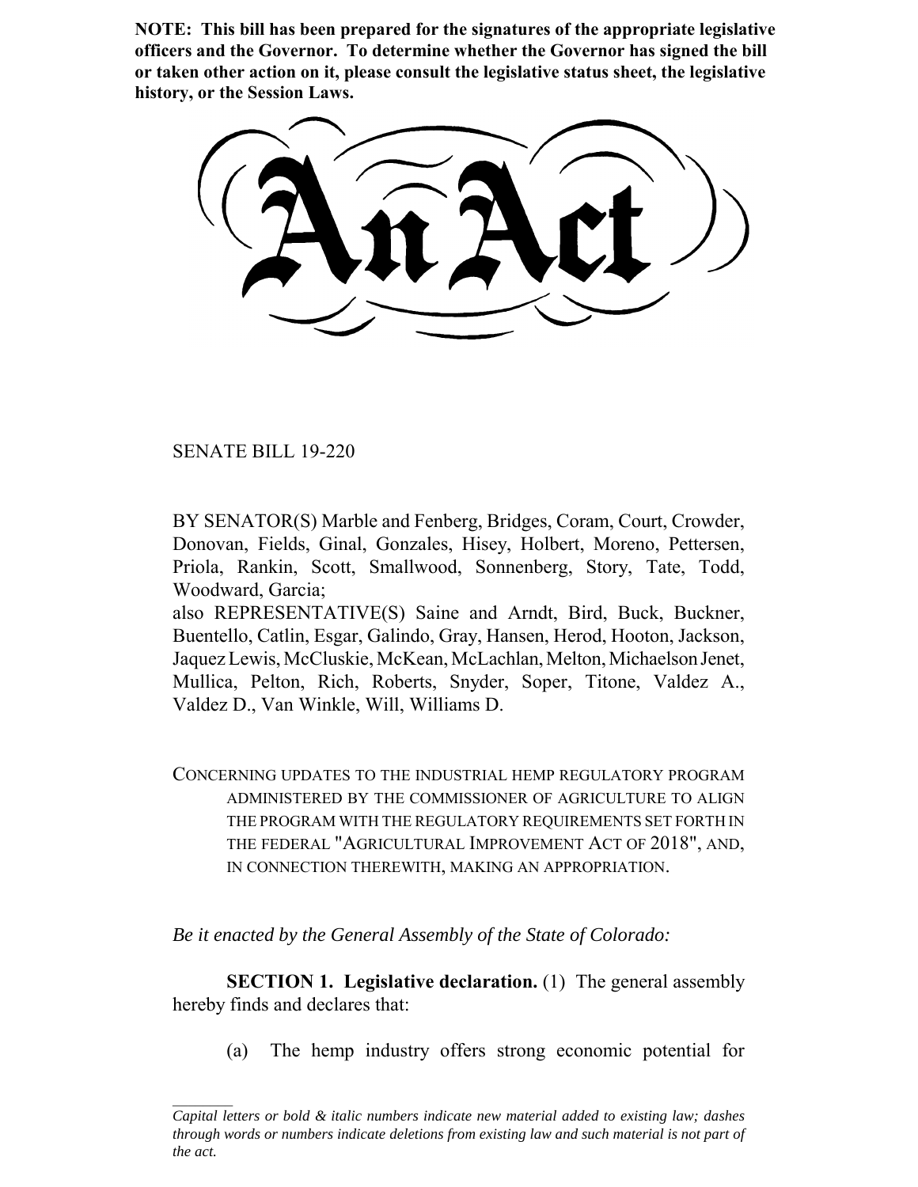**NOTE: This bill has been prepared for the signatures of the appropriate legislative officers and the Governor. To determine whether the Governor has signed the bill or taken other action on it, please consult the legislative status sheet, the legislative history, or the Session Laws.**

# An Act

SENATE BILL 19-220

BY SENATOR(S) Marble and Fenberg, Bridges, Coram, Court, Crowder, Donovan, Fields, Ginal, Gonzales, Hisey, Holbert, Moreno, Pettersen, Priola, Rankin, Scott, Smallwood, Sonnenberg, Story, Tate, Todd, Woodward, Garcia;
also REPRESENTATIVE(S) Saine and Arndt, Bird, Buck, Buckner, Buentello, Catlin, Esgar, Galindo, Gray, Hansen, Herod, Hooton, Jackson, Jaquez Lewis, McCluskie, McKean, McLachlan, Melton, Michaelson Jenet, Mullica, Pelton, Rich, Roberts, Snyder, Soper, Titone, Valdez A., Valdez D., Van Winkle, Will, Williams D.

CONCERNING UPDATES TO THE INDUSTRIAL HEMP REGULATORY PROGRAM ADMINISTERED BY THE COMMISSIONER OF AGRICULTURE TO ALIGN THE PROGRAM WITH THE REGULATORY REQUIREMENTS SET FORTH IN THE FEDERAL "AGRICULTURAL IMPROVEMENT ACT OF 2018", AND, IN CONNECTION THEREWITH, MAKING AN APPROPRIATION.

*Be it enacted by the General Assembly of the State of Colorado:*

**SECTION 1. Legislative declaration.** (1) The general assembly hereby finds and declares that:

(a) The hemp industry offers strong economic potential for

---

*Capital letters or bold & italic numbers indicate new material added to existing law; dashes through words or numbers indicate deletions from existing law and such material is not part of the act.*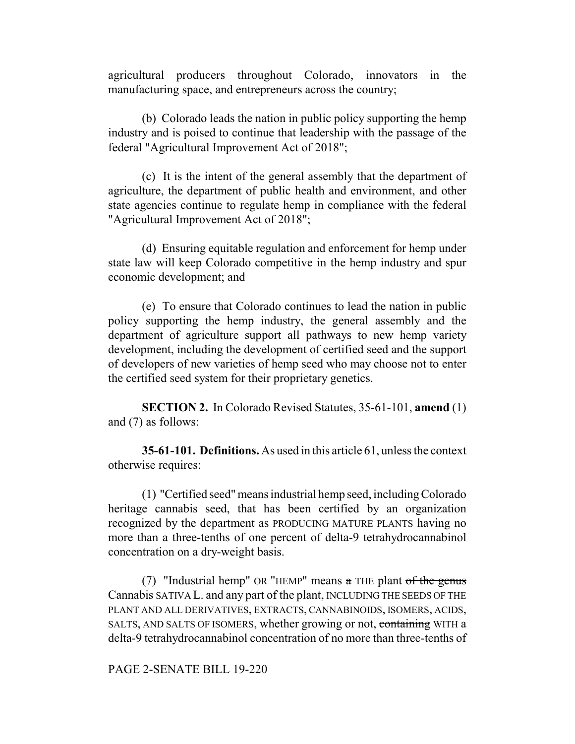agricultural producers throughout Colorado, innovators in the manufacturing space, and entrepreneurs across the country;

(b) Colorado leads the nation in public policy supporting the hemp industry and is poised to continue that leadership with the passage of the federal "Agricultural Improvement Act of 2018";

(c) It is the intent of the general assembly that the department of agriculture, the department of public health and environment, and other state agencies continue to regulate hemp in compliance with the federal "Agricultural Improvement Act of 2018";

(d) Ensuring equitable regulation and enforcement for hemp under state law will keep Colorado competitive in the hemp industry and spur economic development; and

(e) To ensure that Colorado continues to lead the nation in public policy supporting the hemp industry, the general assembly and the department of agriculture support all pathways to new hemp variety development, including the development of certified seed and the support of developers of new varieties of hemp seed who may choose not to enter the certified seed system for their proprietary genetics.

**SECTION 2.** In Colorado Revised Statutes, 35-61-101, **amend** (1) and (7) as follows:

**35-61-101. Definitions.** As used in this article 61, unless the context otherwise requires:

(1) "Certified seed" means industrial hemp seed, including Colorado heritage cannabis seed, that has been certified by an organization recognized by the department as PRODUCING MATURE PLANTS having no more than ~~a~~ three-tenths of one percent of delta-9 tetrahydrocannabinol concentration on a dry-weight basis.

(7) "Industrial hemp" OR "HEMP" means ~~a~~ THE plant ~~of the genus~~ Cannabis SATIVA L. and any part of the plant, INCLUDING THE SEEDS OF THE PLANT AND ALL DERIVATIVES, EXTRACTS, CANNABINOIDS, ISOMERS, ACIDS, SALTS, AND SALTS OF ISOMERS, whether growing or not, ~~containing~~ WITH a delta-9 tetrahydrocannabinol concentration of no more than three-tenths of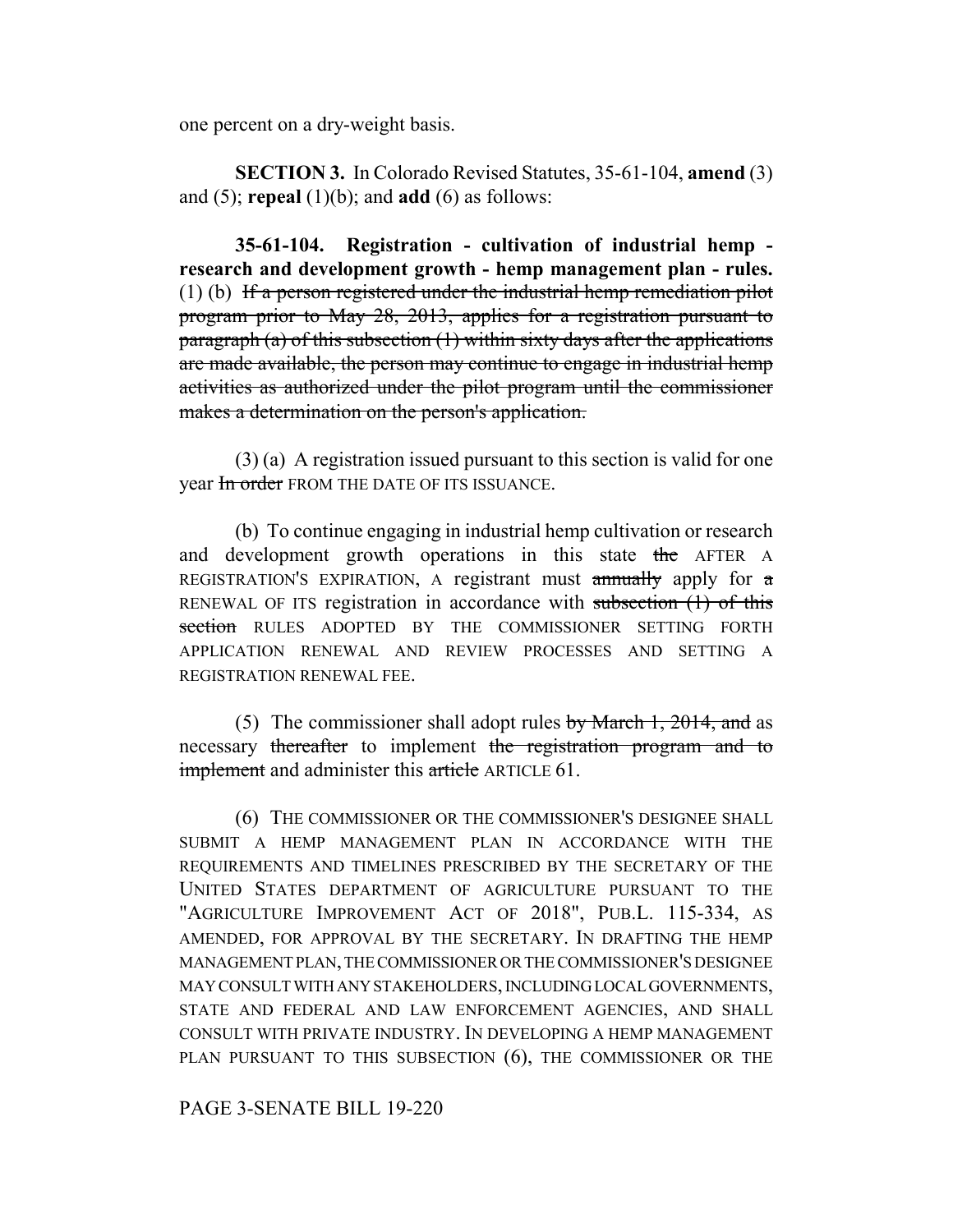one percent on a dry-weight basis.

**SECTION 3.** In Colorado Revised Statutes, 35-61-104, **amend** (3) and (5); **repeal** (1)(b); and **add** (6) as follows:

**35-61-104. Registration - cultivation of industrial hemp - research and development growth - hemp management plan - rules.** (1) (b) ~~If a person registered under the industrial hemp remediation pilot program prior to May 28, 2013, applies for a registration pursuant to paragraph (a) of this subsection (1) within sixty days after the applications are made available, the person may continue to engage in industrial hemp activities as authorized under the pilot program until the commissioner makes a determination on the person's application.~~

(3) (a) A registration issued pursuant to this section is valid for one year ~~In order~~ FROM THE DATE OF ITS ISSUANCE.

(b) To continue engaging in industrial hemp cultivation or research and development growth operations in this state ~~the~~ AFTER A REGISTRATION'S EXPIRATION, A registrant must ~~annually~~ apply for ~~a~~ RENEWAL OF ITS registration in accordance with ~~subsection (1) of this section~~ RULES ADOPTED BY THE COMMISSIONER SETTING FORTH APPLICATION RENEWAL AND REVIEW PROCESSES AND SETTING A REGISTRATION RENEWAL FEE.

(5) The commissioner shall adopt rules ~~by March 1, 2014, and~~ as necessary ~~thereafter~~ to implement ~~the registration program and to implement~~ and administer this ~~article~~ ARTICLE 61.

(6) THE COMMISSIONER OR THE COMMISSIONER'S DESIGNEE SHALL SUBMIT A HEMP MANAGEMENT PLAN IN ACCORDANCE WITH THE REQUIREMENTS AND TIMELINES PRESCRIBED BY THE SECRETARY OF THE UNITED STATES DEPARTMENT OF AGRICULTURE PURSUANT TO THE "AGRICULTURE IMPROVEMENT ACT OF 2018", PUB.L. 115-334, AS AMENDED, FOR APPROVAL BY THE SECRETARY. IN DRAFTING THE HEMP MANAGEMENT PLAN, THE COMMISSIONER OR THE COMMISSIONER'S DESIGNEE MAY CONSULT WITH ANY STAKEHOLDERS, INCLUDING LOCAL GOVERNMENTS, STATE AND FEDERAL AND LAW ENFORCEMENT AGENCIES, AND SHALL CONSULT WITH PRIVATE INDUSTRY. IN DEVELOPING A HEMP MANAGEMENT PLAN PURSUANT TO THIS SUBSECTION (6), THE COMMISSIONER OR THE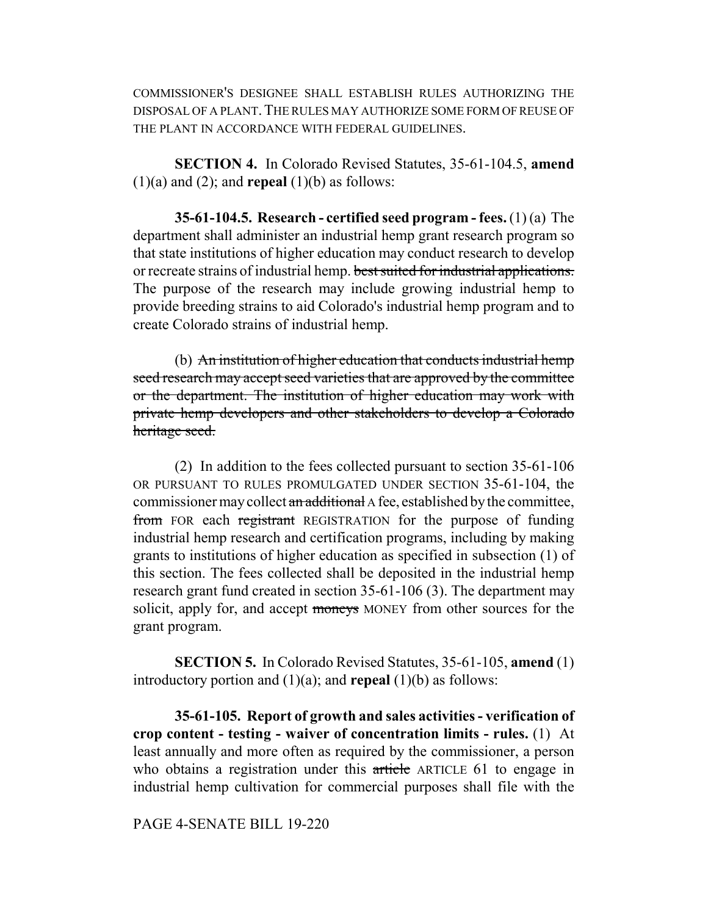COMMISSIONER'S DESIGNEE SHALL ESTABLISH RULES AUTHORIZING THE DISPOSAL OF A PLANT. THE RULES MAY AUTHORIZE SOME FORM OF REUSE OF THE PLANT IN ACCORDANCE WITH FEDERAL GUIDELINES.

**SECTION 4.** In Colorado Revised Statutes, 35-61-104.5, **amend** (1)(a) and (2); and **repeal** (1)(b) as follows:

**35-61-104.5. Research - certified seed program - fees.** (1) (a) The department shall administer an industrial hemp grant research program so that state institutions of higher education may conduct research to develop or recreate strains of industrial hemp. ~~best suited for industrial applications.~~ The purpose of the research may include growing industrial hemp to provide breeding strains to aid Colorado's industrial hemp program and to create Colorado strains of industrial hemp.

(b) ~~An institution of higher education that conducts industrial hemp seed research may accept seed varieties that are approved by the committee or the department. The institution of higher education may work with private hemp developers and other stakeholders to develop a Colorado heritage seed.~~

(2) In addition to the fees collected pursuant to section 35-61-106 OR PURSUANT TO RULES PROMULGATED UNDER SECTION 35-61-104, the commissioner may collect ~~an additional~~ A fee, established by the committee, ~~from~~ FOR each ~~registrant~~ REGISTRATION for the purpose of funding industrial hemp research and certification programs, including by making grants to institutions of higher education as specified in subsection (1) of this section. The fees collected shall be deposited in the industrial hemp research grant fund created in section 35-61-106 (3). The department may solicit, apply for, and accept ~~moneys~~ MONEY from other sources for the grant program.

**SECTION 5.** In Colorado Revised Statutes, 35-61-105, **amend** (1) introductory portion and (1)(a); and **repeal** (1)(b) as follows:

**35-61-105. Report of growth and sales activities - verification of crop content - testing - waiver of concentration limits - rules.** (1) At least annually and more often as required by the commissioner, a person who obtains a registration under this ~~article~~ ARTICLE 61 to engage in industrial hemp cultivation for commercial purposes shall file with the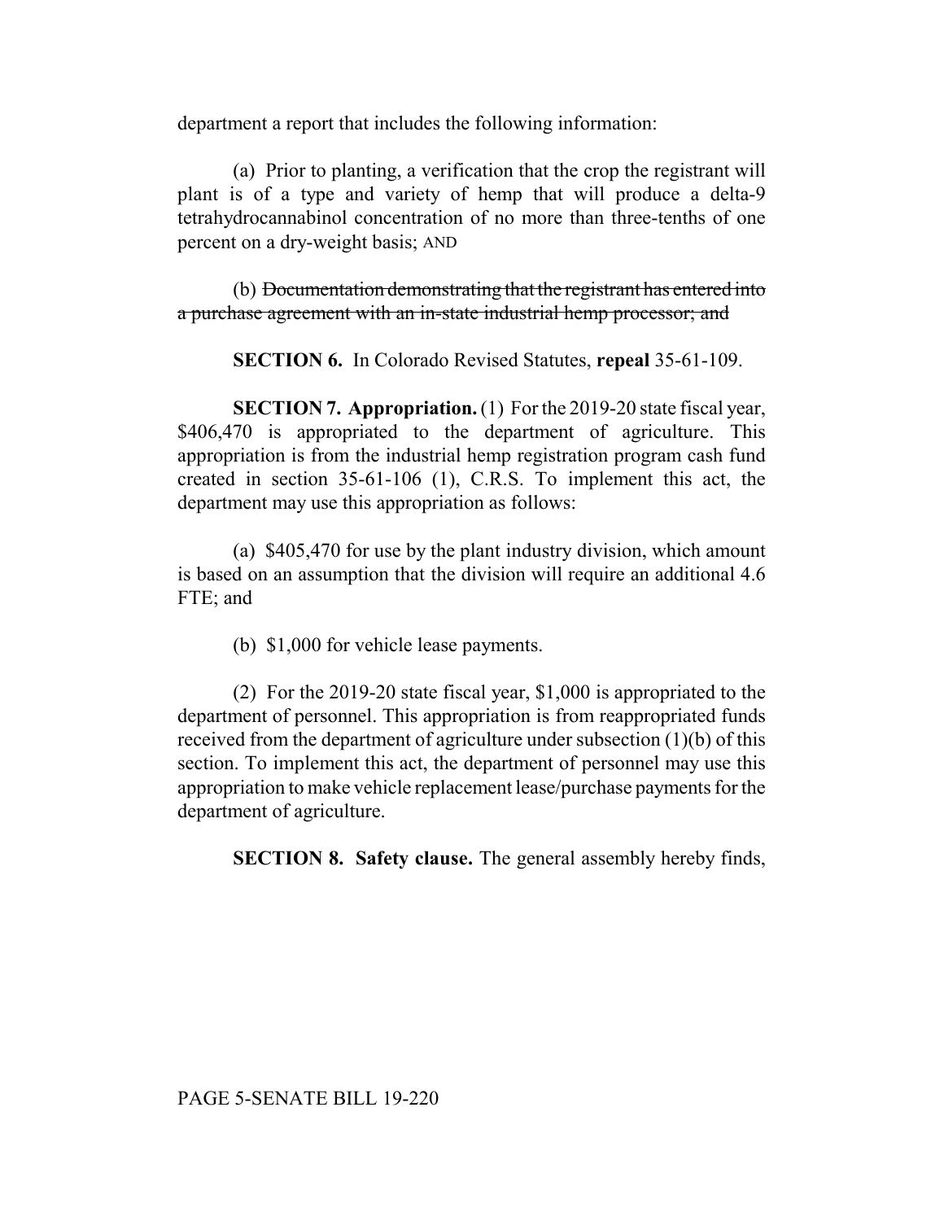department a report that includes the following information:

(a) Prior to planting, a verification that the crop the registrant will plant is of a type and variety of hemp that will produce a delta-9 tetrahydrocannabinol concentration of no more than three-tenths of one percent on a dry-weight basis; AND

(b) ~~Documentation demonstrating that the registrant has entered into a purchase agreement with an in-state industrial hemp processor; and~~

**SECTION 6.** In Colorado Revised Statutes, **repeal** 35-61-109.

**SECTION 7. Appropriation.** (1) For the 2019-20 state fiscal year, $406,470 is appropriated to the department of agriculture. This appropriation is from the industrial hemp registration program cash fund created in section 35-61-106 (1), C.R.S. To implement this act, the department may use this appropriation as follows:

(a) $405,470 for use by the plant industry division, which amount is based on an assumption that the division will require an additional 4.6 FTE; and

(b) $1,000 for vehicle lease payments.

(2) For the 2019-20 state fiscal year, $1,000 is appropriated to the department of personnel. This appropriation is from reappropriated funds received from the department of agriculture under subsection (1)(b) of this section. To implement this act, the department of personnel may use this appropriation to make vehicle replacement lease/purchase payments for the department of agriculture.

**SECTION 8. Safety clause.** The general assembly hereby finds,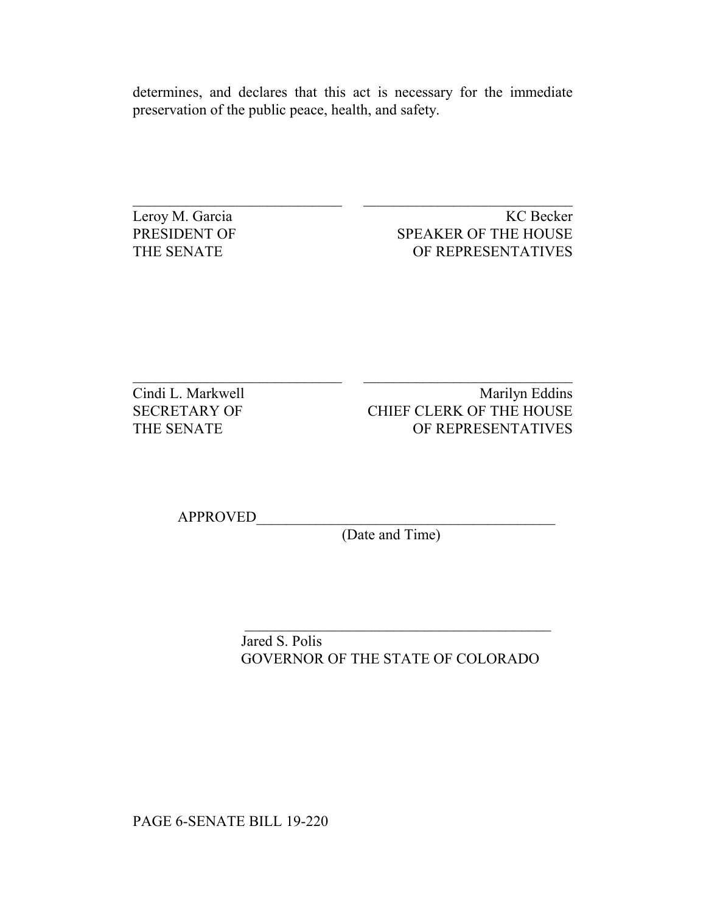determines, and declares that this act is necessary for the immediate preservation of the public peace, health, and safety.

| | |
|---|---|
| \_\_\_\_\_\_\_\_\_\_\_\_\_\_\_\_\_\_\_\_\_\_\_\_\_\_\_\_ | \_\_\_\_\_\_\_\_\_\_\_\_\_\_\_\_\_\_\_\_\_\_\_\_\_\_\_\_ |
| Leroy M. Garcia | KC Becker |
| PRESIDENT OF THE SENATE | SPEAKER OF THE HOUSE OF REPRESENTATIVES |
| \_\_\_\_\_\_\_\_\_\_\_\_\_\_\_\_\_\_\_\_\_\_\_\_\_\_\_\_ | \_\_\_\_\_\_\_\_\_\_\_\_\_\_\_\_\_\_\_\_\_\_\_\_\_\_\_\_ |
| Cindi L. Markwell | Marilyn Eddins |
| SECRETARY OF THE SENATE | CHIEF CLERK OF THE HOUSE OF REPRESENTATIVES |

APPROVED\_\_\_\_\_\_\_\_\_\_\_\_\_\_\_\_\_\_\_\_\_\_\_\_\_\_\_\_\_\_\_\_\_\_\_\_\_\_\_\_
(Date and Time)

\_\_\_\_\_\_\_\_\_\_\_\_\_\_\_\_\_\_\_\_\_\_\_\_\_\_\_\_\_\_\_\_\_\_\_\_\_\_\_\_\_\_
Jared S. Polis
GOVERNOR OF THE STATE OF COLORADO

PAGE 6-SENATE BILL 19-220